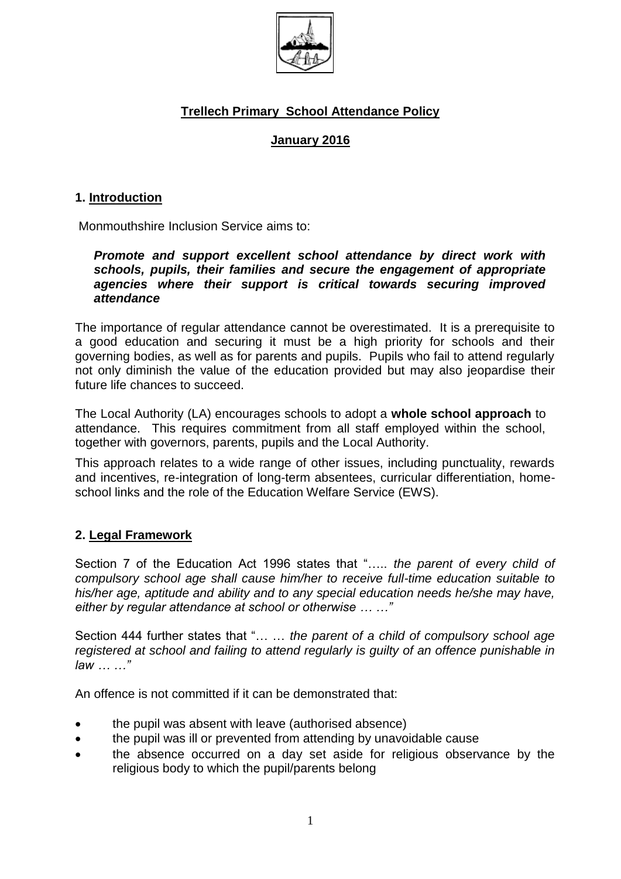# Trellech Primary School Attendance Policy

## January 2016

## 1. Introduction

Monmouthshire Inclusion Service aims to:

> ***Promote and support excellent school attendance by direct work with schools, pupils, their families and secure the engagement of appropriate agencies where their support is critical towards securing improved attendance***

The importance of regular attendance cannot be overestimated. It is a prerequisite to a good education and securing it must be a high priority for schools and their governing bodies, as well as for parents and pupils. Pupils who fail to attend regularly not only diminish the value of the education provided but may also jeopardise their future life chances to succeed.

The Local Authority (LA) encourages schools to adopt a **whole school approach** to attendance. This requires commitment from all staff employed within the school, together with governors, parents, pupils and the Local Authority.

This approach relates to a wide range of other issues, including punctuality, rewards and incentives, re-integration of long-term absentees, curricular differentiation, home-school links and the role of the Education Welfare Service (EWS).

## 2. Legal Framework

Section 7 of the Education Act 1996 states that "….. *the parent of every child of compulsory school age shall cause him/her to receive full-time education suitable to his/her age, aptitude and ability and to any special education needs he/she may have, either by regular attendance at school or otherwise … …"*

Section 444 further states that "… … *the parent of a child of compulsory school age registered at school and failing to attend regularly is guilty of an offence punishable in law … …"*

An offence is not committed if it can be demonstrated that:

- the pupil was absent with leave (authorised absence)
- the pupil was ill or prevented from attending by unavoidable cause
- the absence occurred on a day set aside for religious observance by the religious body to which the pupil/parents belong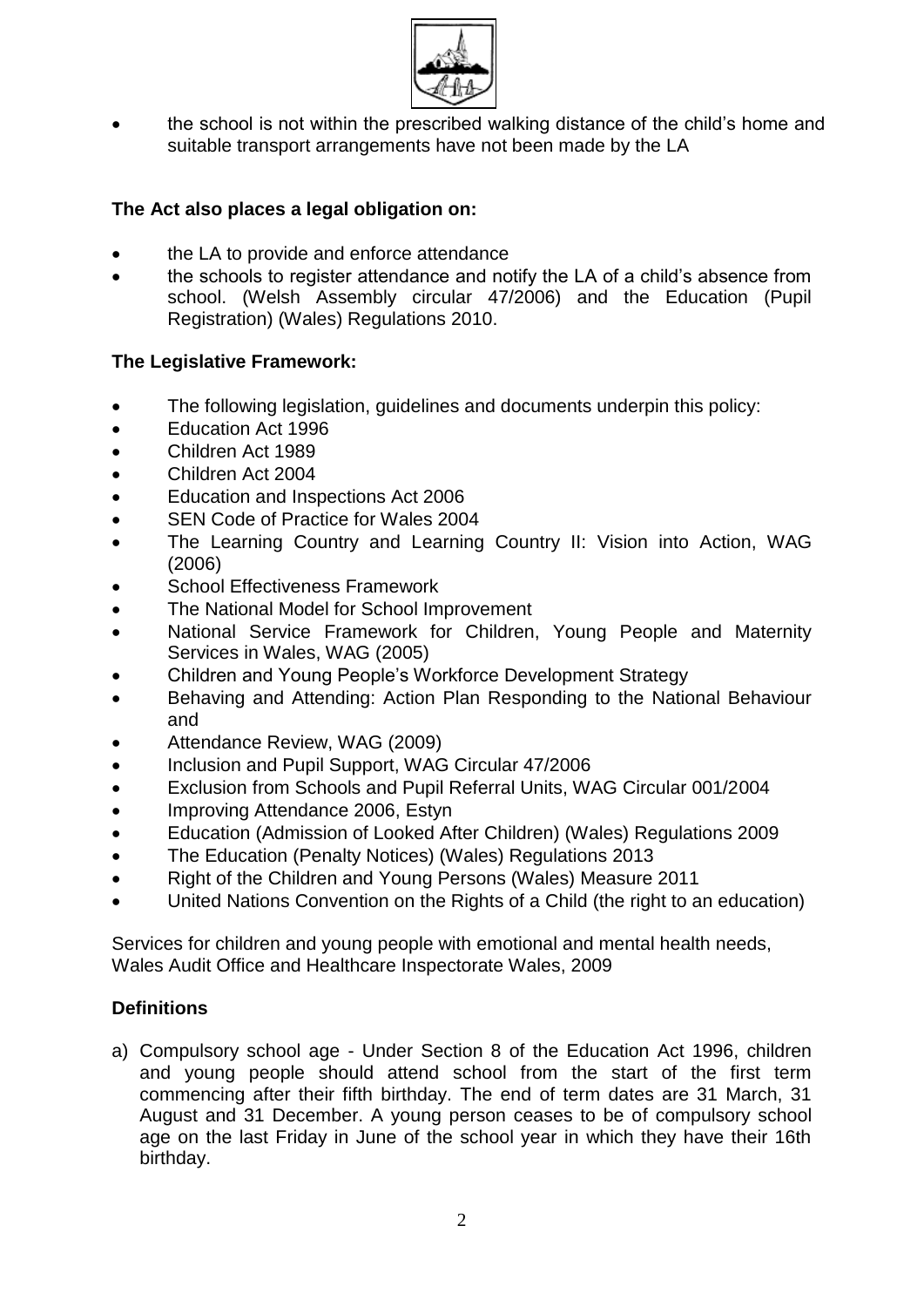- the school is not within the prescribed walking distance of the child's home and suitable transport arrangements have not been made by the LA

**The Act also places a legal obligation on:**

- the LA to provide and enforce attendance
- the schools to register attendance and notify the LA of a child's absence from school. (Welsh Assembly circular 47/2006) and the Education (Pupil Registration) (Wales) Regulations 2010.

**The Legislative Framework:**

- The following legislation, guidelines and documents underpin this policy:
- Education Act 1996
- Children Act 1989
- Children Act 2004
- Education and Inspections Act 2006
- SEN Code of Practice for Wales 2004
- The Learning Country and Learning Country II: Vision into Action, WAG (2006)
- School Effectiveness Framework
- The National Model for School Improvement
- National Service Framework for Children, Young People and Maternity Services in Wales, WAG (2005)
- Children and Young People's Workforce Development Strategy
- Behaving and Attending: Action Plan Responding to the National Behaviour and
- Attendance Review, WAG (2009)
- Inclusion and Pupil Support, WAG Circular 47/2006
- Exclusion from Schools and Pupil Referral Units, WAG Circular 001/2004
- Improving Attendance 2006, Estyn
- Education (Admission of Looked After Children) (Wales) Regulations 2009
- The Education (Penalty Notices) (Wales) Regulations 2013
- Right of the Children and Young Persons (Wales) Measure 2011
- United Nations Convention on the Rights of a Child (the right to an education)

Services for children and young people with emotional and mental health needs, Wales Audit Office and Healthcare Inspectorate Wales, 2009

**Definitions**

a) Compulsory school age - Under Section 8 of the Education Act 1996, children and young people should attend school from the start of the first term commencing after their fifth birthday. The end of term dates are 31 March, 31 August and 31 December. A young person ceases to be of compulsory school age on the last Friday in June of the school year in which they have their 16th birthday.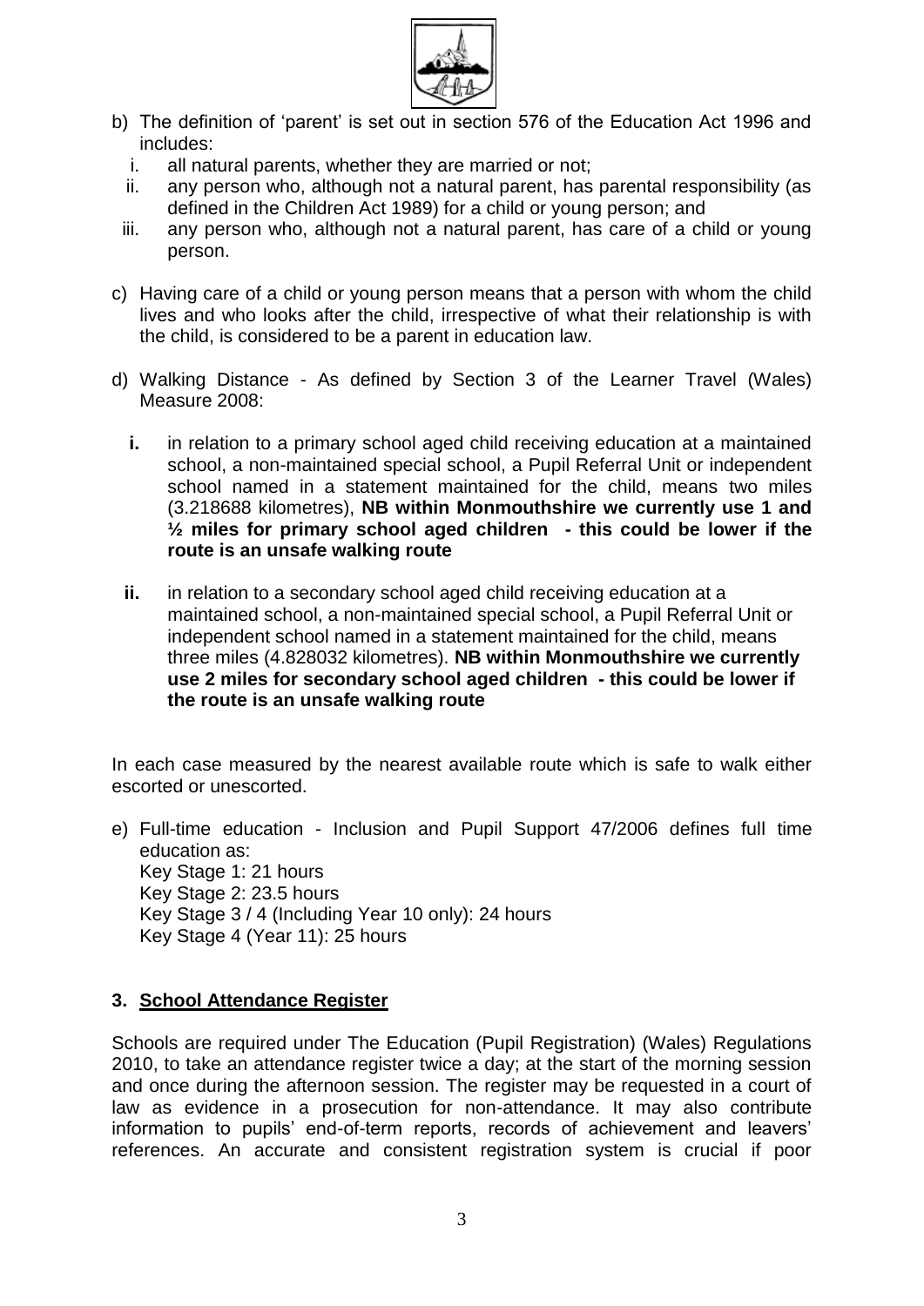b) The definition of 'parent' is set out in section 576 of the Education Act 1996 and includes:
   i. all natural parents, whether they are married or not;
   ii. any person who, although not a natural parent, has parental responsibility (as defined in the Children Act 1989) for a child or young person; and
   iii. any person who, although not a natural parent, has care of a child or young person.

c) Having care of a child or young person means that a person with whom the child lives and who looks after the child, irrespective of what their relationship is with the child, is considered to be a parent in education law.

d) Walking Distance - As defined by Section 3 of the Learner Travel (Wales) Measure 2008:

   **i.** in relation to a primary school aged child receiving education at a maintained school, a non-maintained special school, a Pupil Referral Unit or independent school named in a statement maintained for the child, means two miles (3.218688 kilometres), **NB within Monmouthshire we currently use 1 and ½ miles for primary school aged children - this could be lower if the route is an unsafe walking route**

   **ii.** in relation to a secondary school aged child receiving education at a maintained school, a non-maintained special school, a Pupil Referral Unit or independent school named in a statement maintained for the child, means three miles (4.828032 kilometres). **NB within Monmouthshire we currently use 2 miles for secondary school aged children - this could be lower if the route is an unsafe walking route**

In each case measured by the nearest available route which is safe to walk either escorted or unescorted.

e) Full-time education - Inclusion and Pupil Support 47/2006 defines full time education as:
   Key Stage 1: 21 hours
   Key Stage 2: 23.5 hours
   Key Stage 3 / 4 (Including Year 10 only): 24 hours
   Key Stage 4 (Year 11): 25 hours

## 3. School Attendance Register

Schools are required under The Education (Pupil Registration) (Wales) Regulations 2010, to take an attendance register twice a day; at the start of the morning session and once during the afternoon session. The register may be requested in a court of law as evidence in a prosecution for non-attendance. It may also contribute information to pupils' end-of-term reports, records of achievement and leavers' references. An accurate and consistent registration system is crucial if poor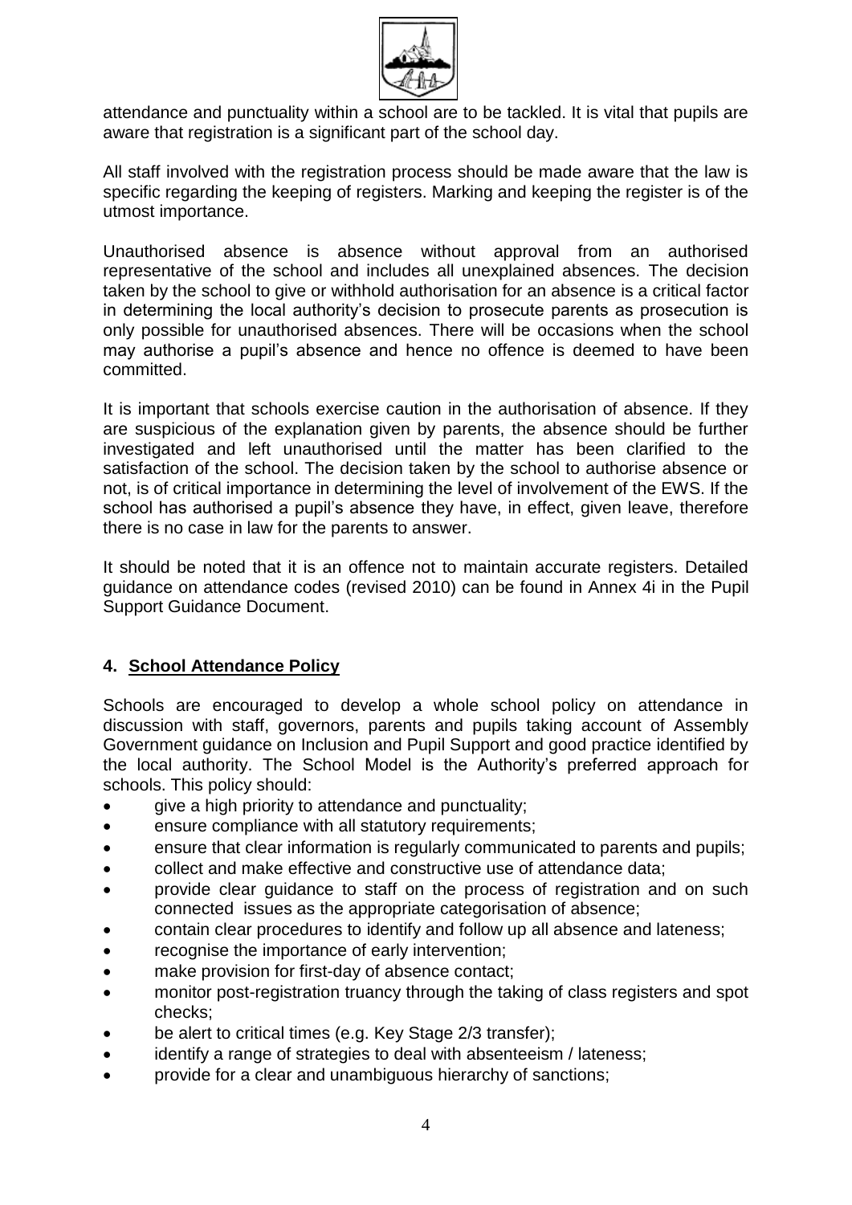attendance and punctuality within a school are to be tackled. It is vital that pupils are aware that registration is a significant part of the school day.

All staff involved with the registration process should be made aware that the law is specific regarding the keeping of registers. Marking and keeping the register is of the utmost importance.

Unauthorised absence is absence without approval from an authorised representative of the school and includes all unexplained absences. The decision taken by the school to give or withhold authorisation for an absence is a critical factor in determining the local authority's decision to prosecute parents as prosecution is only possible for unauthorised absences. There will be occasions when the school may authorise a pupil's absence and hence no offence is deemed to have been committed.

It is important that schools exercise caution in the authorisation of absence. If they are suspicious of the explanation given by parents, the absence should be further investigated and left unauthorised until the matter has been clarified to the satisfaction of the school. The decision taken by the school to authorise absence or not, is of critical importance in determining the level of involvement of the EWS. If the school has authorised a pupil's absence they have, in effect, given leave, therefore there is no case in law for the parents to answer.

It should be noted that it is an offence not to maintain accurate registers. Detailed guidance on attendance codes (revised 2010) can be found in Annex 4i in the Pupil Support Guidance Document.

## 4. School Attendance Policy

Schools are encouraged to develop a whole school policy on attendance in discussion with staff, governors, parents and pupils taking account of Assembly Government guidance on Inclusion and Pupil Support and good practice identified by the local authority. The School Model is the Authority's preferred approach for schools. This policy should:

- give a high priority to attendance and punctuality;
- ensure compliance with all statutory requirements;
- ensure that clear information is regularly communicated to parents and pupils;
- collect and make effective and constructive use of attendance data;
- provide clear guidance to staff on the process of registration and on such connected issues as the appropriate categorisation of absence;
- contain clear procedures to identify and follow up all absence and lateness;
- recognise the importance of early intervention;
- make provision for first-day of absence contact;
- monitor post-registration truancy through the taking of class registers and spot checks;
- be alert to critical times (e.g. Key Stage 2/3 transfer);
- identify a range of strategies to deal with absenteeism / lateness;
- provide for a clear and unambiguous hierarchy of sanctions;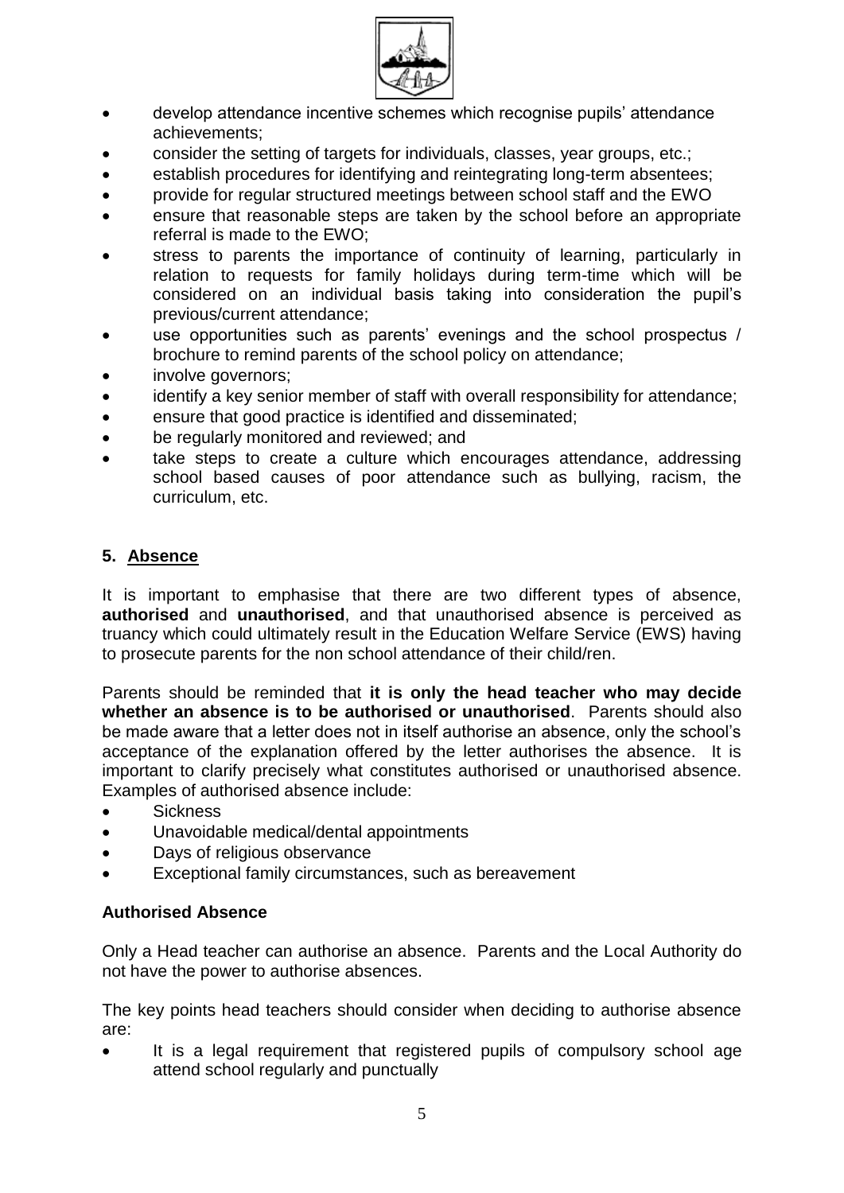- develop attendance incentive schemes which recognise pupils' attendance achievements;
- consider the setting of targets for individuals, classes, year groups, etc.;
- establish procedures for identifying and reintegrating long-term absentees;
- provide for regular structured meetings between school staff and the EWO
- ensure that reasonable steps are taken by the school before an appropriate referral is made to the EWO;
- stress to parents the importance of continuity of learning, particularly in relation to requests for family holidays during term-time which will be considered on an individual basis taking into consideration the pupil's previous/current attendance;
- use opportunities such as parents' evenings and the school prospectus / brochure to remind parents of the school policy on attendance;
- involve governors;
- identify a key senior member of staff with overall responsibility for attendance;
- ensure that good practice is identified and disseminated;
- be regularly monitored and reviewed; and
- take steps to create a culture which encourages attendance, addressing school based causes of poor attendance such as bullying, racism, the curriculum, etc.

## 5. Absence

It is important to emphasise that there are two different types of absence, **authorised** and **unauthorised**, and that unauthorised absence is perceived as truancy which could ultimately result in the Education Welfare Service (EWS) having to prosecute parents for the non school attendance of their child/ren.

Parents should be reminded that **it is only the head teacher who may decide whether an absence is to be authorised or unauthorised**. Parents should also be made aware that a letter does not in itself authorise an absence, only the school's acceptance of the explanation offered by the letter authorises the absence. It is important to clarify precisely what constitutes authorised or unauthorised absence. Examples of authorised absence include:

- Sickness
- Unavoidable medical/dental appointments
- Days of religious observance
- Exceptional family circumstances, such as bereavement

### Authorised Absence

Only a Head teacher can authorise an absence. Parents and the Local Authority do not have the power to authorise absences.

The key points head teachers should consider when deciding to authorise absence are:

- It is a legal requirement that registered pupils of compulsory school age attend school regularly and punctually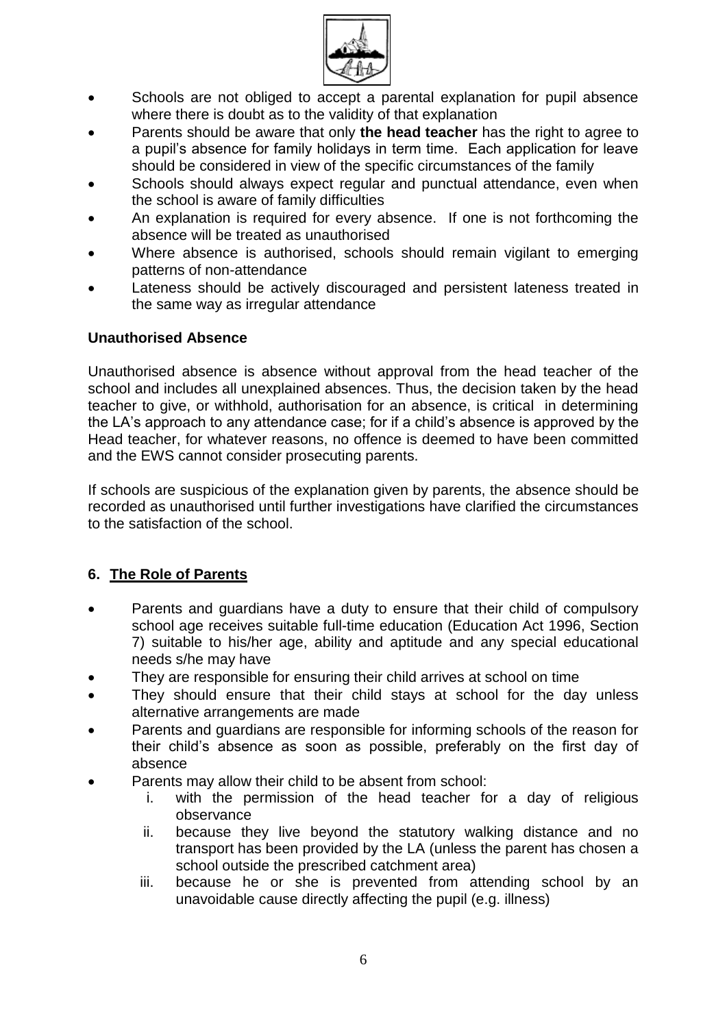- Schools are not obliged to accept a parental explanation for pupil absence where there is doubt as to the validity of that explanation
- Parents should be aware that only **the head teacher** has the right to agree to a pupil's absence for family holidays in term time. Each application for leave should be considered in view of the specific circumstances of the family
- Schools should always expect regular and punctual attendance, even when the school is aware of family difficulties
- An explanation is required for every absence. If one is not forthcoming the absence will be treated as unauthorised
- Where absence is authorised, schools should remain vigilant to emerging patterns of non-attendance
- Lateness should be actively discouraged and persistent lateness treated in the same way as irregular attendance

**Unauthorised Absence**

Unauthorised absence is absence without approval from the head teacher of the school and includes all unexplained absences. Thus, the decision taken by the head teacher to give, or withhold, authorisation for an absence, is critical in determining the LA's approach to any attendance case; for if a child's absence is approved by the Head teacher, for whatever reasons, no offence is deemed to have been committed and the EWS cannot consider prosecuting parents.

If schools are suspicious of the explanation given by parents, the absence should be recorded as unauthorised until further investigations have clarified the circumstances to the satisfaction of the school.

## 6. The Role of Parents

- Parents and guardians have a duty to ensure that their child of compulsory school age receives suitable full-time education (Education Act 1996, Section 7) suitable to his/her age, ability and aptitude and any special educational needs s/he may have
- They are responsible for ensuring their child arrives at school on time
- They should ensure that their child stays at school for the day unless alternative arrangements are made
- Parents and guardians are responsible for informing schools of the reason for their child's absence as soon as possible, preferably on the first day of absence
- Parents may allow their child to be absent from school:
    1. with the permission of the head teacher for a day of religious observance
    2. because they live beyond the statutory walking distance and no transport has been provided by the LA (unless the parent has chosen a school outside the prescribed catchment area)
    3. because he or she is prevented from attending school by an unavoidable cause directly affecting the pupil (e.g. illness)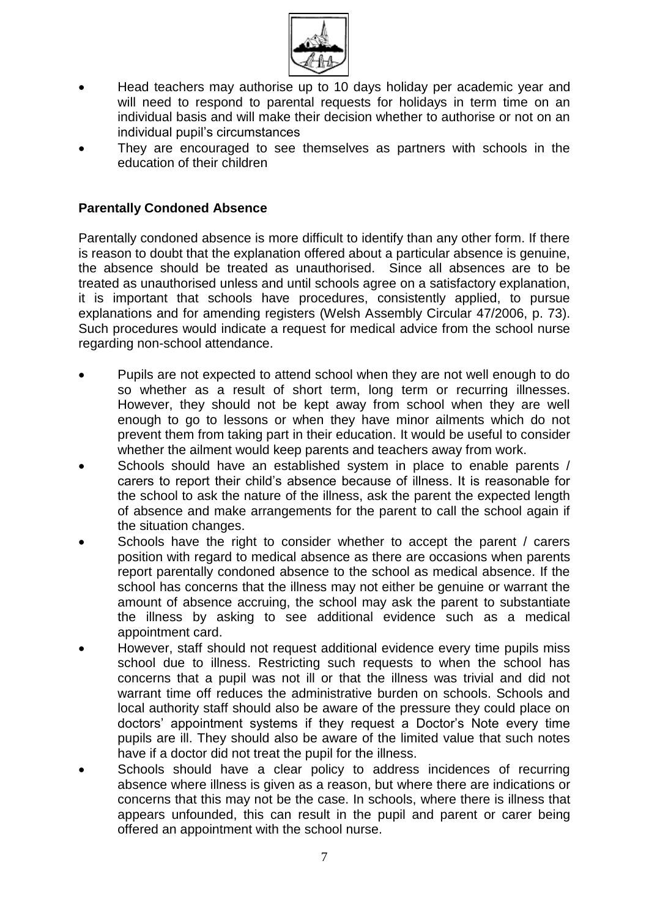- Head teachers may authorise up to 10 days holiday per academic year and will need to respond to parental requests for holidays in term time on an individual basis and will make their decision whether to authorise or not on an individual pupil's circumstances
- They are encouraged to see themselves as partners with schools in the education of their children

**Parentally Condoned Absence**

Parentally condoned absence is more difficult to identify than any other form. If there is reason to doubt that the explanation offered about a particular absence is genuine, the absence should be treated as unauthorised. Since all absences are to be treated as unauthorised unless and until schools agree on a satisfactory explanation, it is important that schools have procedures, consistently applied, to pursue explanations and for amending registers (Welsh Assembly Circular 47/2006, p. 73). Such procedures would indicate a request for medical advice from the school nurse regarding non-school attendance.

- Pupils are not expected to attend school when they are not well enough to do so whether as a result of short term, long term or recurring illnesses. However, they should not be kept away from school when they are well enough to go to lessons or when they have minor ailments which do not prevent them from taking part in their education. It would be useful to consider whether the ailment would keep parents and teachers away from work.
- Schools should have an established system in place to enable parents / carers to report their child's absence because of illness. It is reasonable for the school to ask the nature of the illness, ask the parent the expected length of absence and make arrangements for the parent to call the school again if the situation changes.
- Schools have the right to consider whether to accept the parent / carers position with regard to medical absence as there are occasions when parents report parentally condoned absence to the school as medical absence. If the school has concerns that the illness may not either be genuine or warrant the amount of absence accruing, the school may ask the parent to substantiate the illness by asking to see additional evidence such as a medical appointment card.
- However, staff should not request additional evidence every time pupils miss school due to illness. Restricting such requests to when the school has concerns that a pupil was not ill or that the illness was trivial and did not warrant time off reduces the administrative burden on schools. Schools and local authority staff should also be aware of the pressure they could place on doctors' appointment systems if they request a Doctor's Note every time pupils are ill. They should also be aware of the limited value that such notes have if a doctor did not treat the pupil for the illness.
- Schools should have a clear policy to address incidences of recurring absence where illness is given as a reason, but where there are indications or concerns that this may not be the case. In schools, where there is illness that appears unfounded, this can result in the pupil and parent or carer being offered an appointment with the school nurse.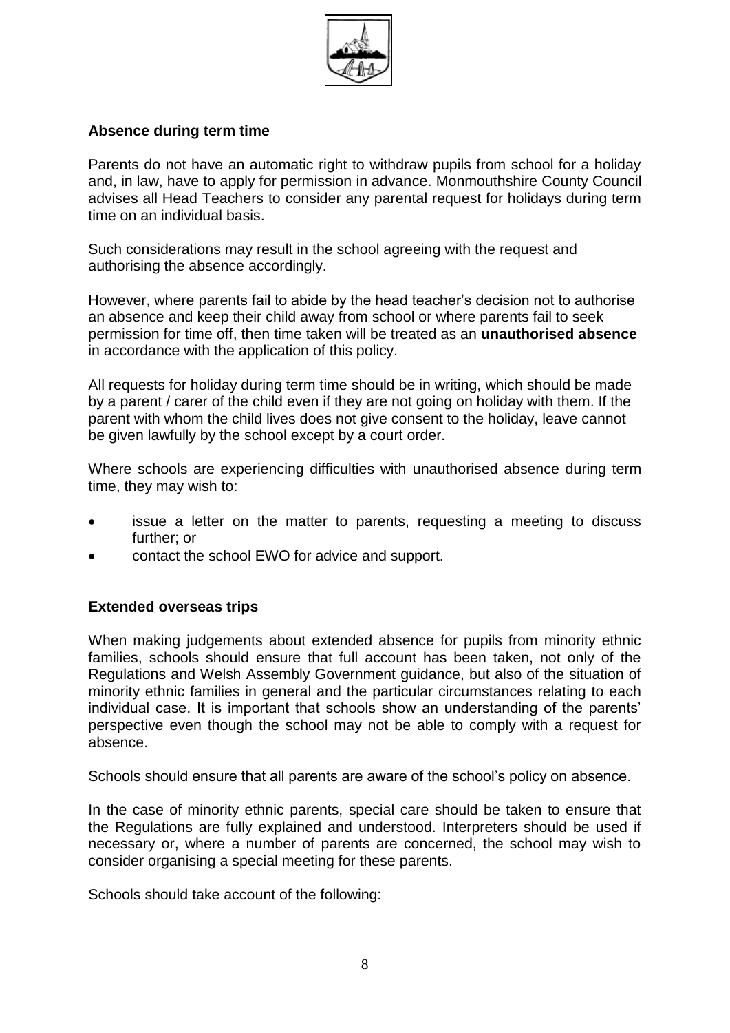### Absence during term time

Parents do not have an automatic right to withdraw pupils from school for a holiday and, in law, have to apply for permission in advance. Monmouthshire County Council advises all Head Teachers to consider any parental request for holidays during term time on an individual basis.

Such considerations may result in the school agreeing with the request and authorising the absence accordingly.

However, where parents fail to abide by the head teacher's decision not to authorise an absence and keep their child away from school or where parents fail to seek permission for time off, then time taken will be treated as an **unauthorised absence** in accordance with the application of this policy.

All requests for holiday during term time should be in writing, which should be made by a parent / carer of the child even if they are not going on holiday with them. If the parent with whom the child lives does not give consent to the holiday, leave cannot be given lawfully by the school except by a court order.

Where schools are experiencing difficulties with unauthorised absence during term time, they may wish to:

- issue a letter on the matter to parents, requesting a meeting to discuss further; or
- contact the school EWO for advice and support.

### Extended overseas trips

When making judgements about extended absence for pupils from minority ethnic families, schools should ensure that full account has been taken, not only of the Regulations and Welsh Assembly Government guidance, but also of the situation of minority ethnic families in general and the particular circumstances relating to each individual case. It is important that schools show an understanding of the parents' perspective even though the school may not be able to comply with a request for absence.

Schools should ensure that all parents are aware of the school's policy on absence.

In the case of minority ethnic parents, special care should be taken to ensure that the Regulations are fully explained and understood. Interpreters should be used if necessary or, where a number of parents are concerned, the school may wish to consider organising a special meeting for these parents.

Schools should take account of the following: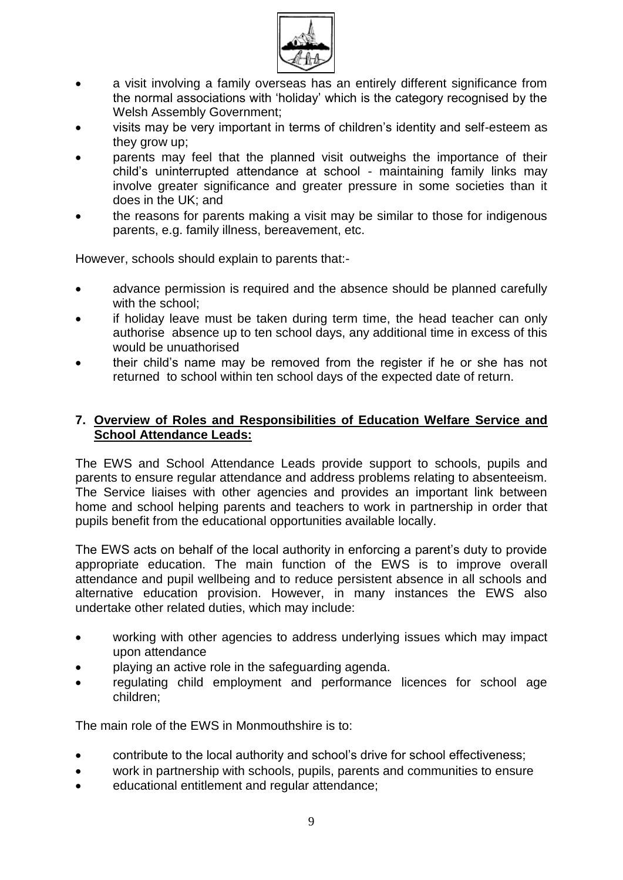- a visit involving a family overseas has an entirely different significance from the normal associations with 'holiday' which is the category recognised by the Welsh Assembly Government;
- visits may be very important in terms of children's identity and self-esteem as they grow up;
- parents may feel that the planned visit outweighs the importance of their child's uninterrupted attendance at school - maintaining family links may involve greater significance and greater pressure in some societies than it does in the UK; and
- the reasons for parents making a visit may be similar to those for indigenous parents, e.g. family illness, bereavement, etc.

However, schools should explain to parents that:-

- advance permission is required and the absence should be planned carefully with the school;
- if holiday leave must be taken during term time, the head teacher can only authorise absence up to ten school days, any additional time in excess of this would be unauthorised
- their child's name may be removed from the register if he or she has not returned to school within ten school days of the expected date of return.

## 7. Overview of Roles and Responsibilities of Education Welfare Service and School Attendance Leads:

The EWS and School Attendance Leads provide support to schools, pupils and parents to ensure regular attendance and address problems relating to absenteeism. The Service liaises with other agencies and provides an important link between home and school helping parents and teachers to work in partnership in order that pupils benefit from the educational opportunities available locally.

The EWS acts on behalf of the local authority in enforcing a parent's duty to provide appropriate education. The main function of the EWS is to improve overall attendance and pupil wellbeing and to reduce persistent absence in all schools and alternative education provision. However, in many instances the EWS also undertake other related duties, which may include:

- working with other agencies to address underlying issues which may impact upon attendance
- playing an active role in the safeguarding agenda.
- regulating child employment and performance licences for school age children;

The main role of the EWS in Monmouthshire is to:

- contribute to the local authority and school's drive for school effectiveness;
- work in partnership with schools, pupils, parents and communities to ensure
- educational entitlement and regular attendance;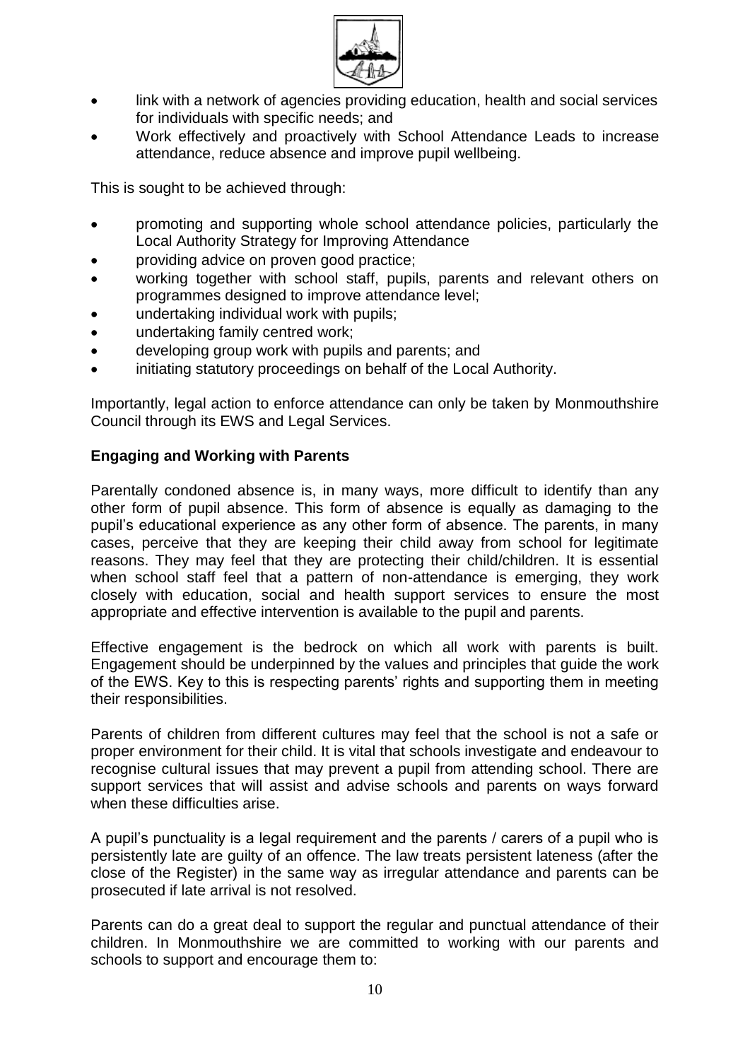- link with a network of agencies providing education, health and social services for individuals with specific needs; and
- Work effectively and proactively with School Attendance Leads to increase attendance, reduce absence and improve pupil wellbeing.

This is sought to be achieved through:

- promoting and supporting whole school attendance policies, particularly the Local Authority Strategy for Improving Attendance
- providing advice on proven good practice;
- working together with school staff, pupils, parents and relevant others on programmes designed to improve attendance level;
- undertaking individual work with pupils;
- undertaking family centred work;
- developing group work with pupils and parents; and
- initiating statutory proceedings on behalf of the Local Authority.

Importantly, legal action to enforce attendance can only be taken by Monmouthshire Council through its EWS and Legal Services.

**Engaging and Working with Parents**

Parentally condoned absence is, in many ways, more difficult to identify than any other form of pupil absence. This form of absence is equally as damaging to the pupil's educational experience as any other form of absence. The parents, in many cases, perceive that they are keeping their child away from school for legitimate reasons. They may feel that they are protecting their child/children. It is essential when school staff feel that a pattern of non-attendance is emerging, they work closely with education, social and health support services to ensure the most appropriate and effective intervention is available to the pupil and parents.

Effective engagement is the bedrock on which all work with parents is built. Engagement should be underpinned by the values and principles that guide the work of the EWS. Key to this is respecting parents' rights and supporting them in meeting their responsibilities.

Parents of children from different cultures may feel that the school is not a safe or proper environment for their child. It is vital that schools investigate and endeavour to recognise cultural issues that may prevent a pupil from attending school. There are support services that will assist and advise schools and parents on ways forward when these difficulties arise.

A pupil's punctuality is a legal requirement and the parents / carers of a pupil who is persistently late are guilty of an offence. The law treats persistent lateness (after the close of the Register) in the same way as irregular attendance and parents can be prosecuted if late arrival is not resolved.

Parents can do a great deal to support the regular and punctual attendance of their children. In Monmouthshire we are committed to working with our parents and schools to support and encourage them to: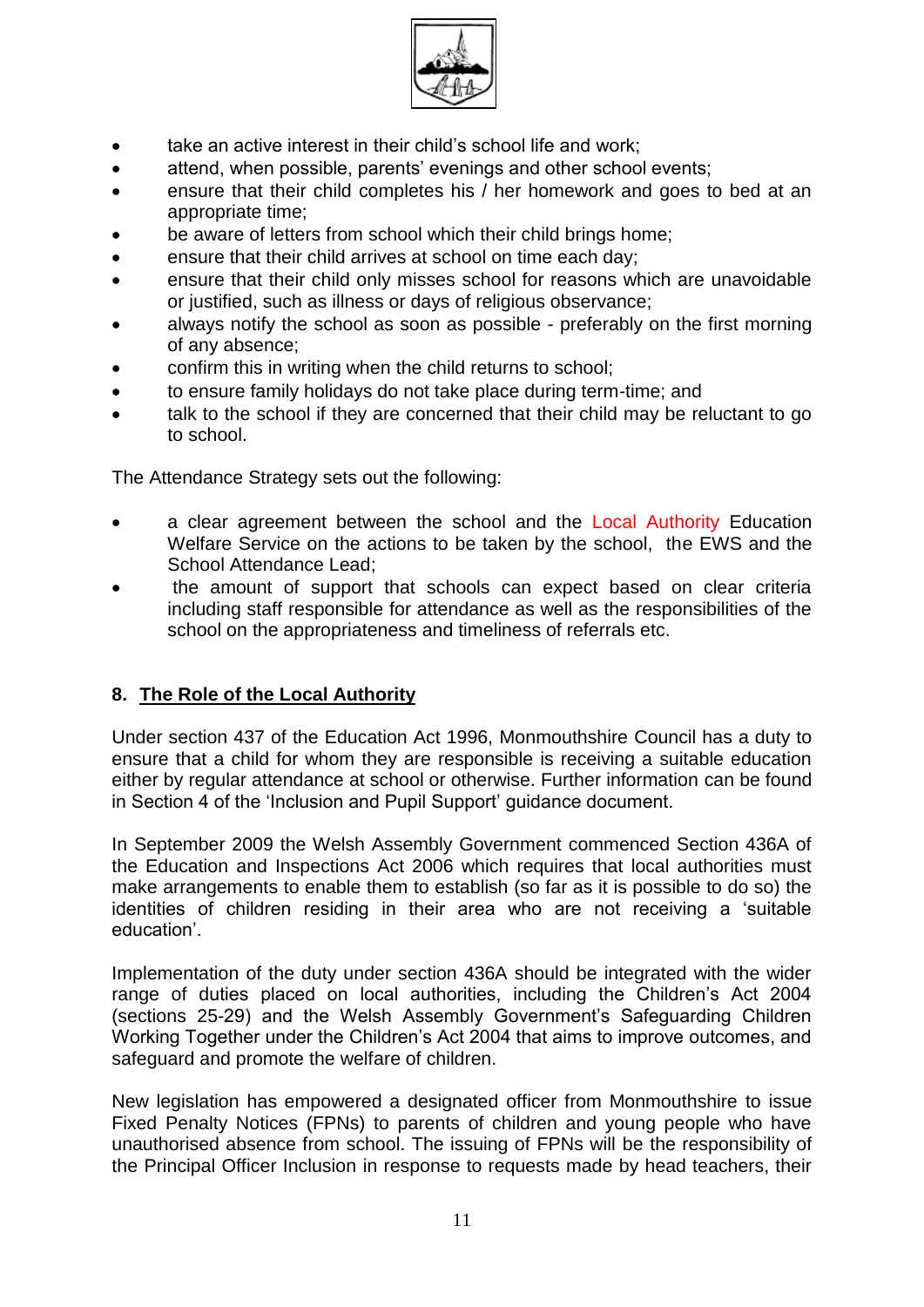- take an active interest in their child's school life and work;
- attend, when possible, parents' evenings and other school events;
- ensure that their child completes his / her homework and goes to bed at an appropriate time;
- be aware of letters from school which their child brings home;
- ensure that their child arrives at school on time each day;
- ensure that their child only misses school for reasons which are unavoidable or justified, such as illness or days of religious observance;
- always notify the school as soon as possible - preferably on the first morning of any absence;
- confirm this in writing when the child returns to school;
- to ensure family holidays do not take place during term-time; and
- talk to the school if they are concerned that their child may be reluctant to go to school.

The Attendance Strategy sets out the following:

- a clear agreement between the school and the Local Authority Education Welfare Service on the actions to be taken by the school, the EWS and the School Attendance Lead;
- the amount of support that schools can expect based on clear criteria including staff responsible for attendance as well as the responsibilities of the school on the appropriateness and timeliness of referrals etc.

## 8. The Role of the Local Authority

Under section 437 of the Education Act 1996, Monmouthshire Council has a duty to ensure that a child for whom they are responsible is receiving a suitable education either by regular attendance at school or otherwise. Further information can be found in Section 4 of the 'Inclusion and Pupil Support' guidance document.

In September 2009 the Welsh Assembly Government commenced Section 436A of the Education and Inspections Act 2006 which requires that local authorities must make arrangements to enable them to establish (so far as it is possible to do so) the identities of children residing in their area who are not receiving a 'suitable education'.

Implementation of the duty under section 436A should be integrated with the wider range of duties placed on local authorities, including the Children's Act 2004 (sections 25-29) and the Welsh Assembly Government's Safeguarding Children Working Together under the Children's Act 2004 that aims to improve outcomes, and safeguard and promote the welfare of children.

New legislation has empowered a designated officer from Monmouthshire to issue Fixed Penalty Notices (FPNs) to parents of children and young people who have unauthorised absence from school. The issuing of FPNs will be the responsibility of the Principal Officer Inclusion in response to requests made by head teachers, their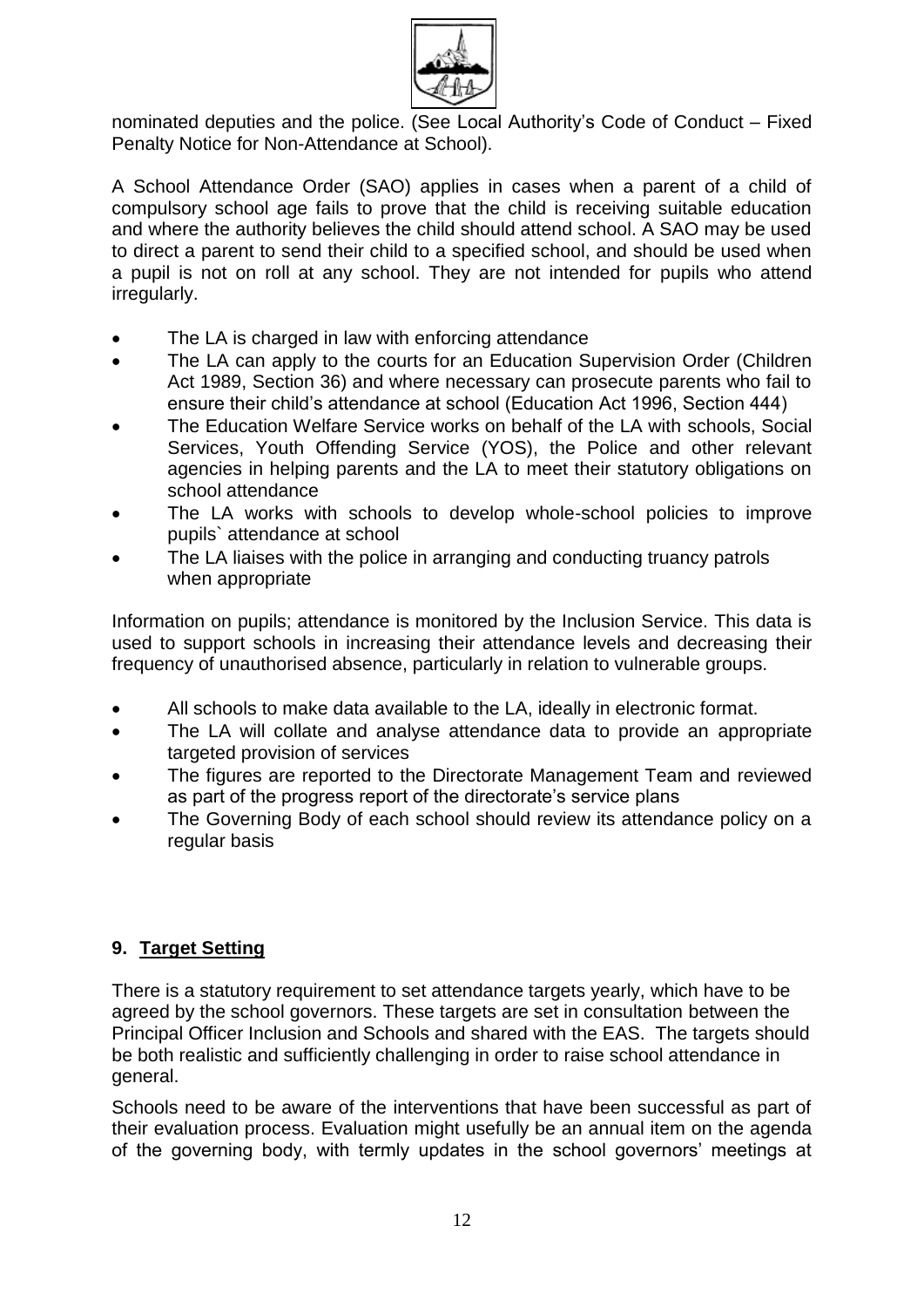nominated deputies and the police. (See Local Authority's Code of Conduct – Fixed Penalty Notice for Non-Attendance at School).

A School Attendance Order (SAO) applies in cases when a parent of a child of compulsory school age fails to prove that the child is receiving suitable education and where the authority believes the child should attend school. A SAO may be used to direct a parent to send their child to a specified school, and should be used when a pupil is not on roll at any school. They are not intended for pupils who attend irregularly.

- The LA is charged in law with enforcing attendance
- The LA can apply to the courts for an Education Supervision Order (Children Act 1989, Section 36) and where necessary can prosecute parents who fail to ensure their child's attendance at school (Education Act 1996, Section 444)
- The Education Welfare Service works on behalf of the LA with schools, Social Services, Youth Offending Service (YOS), the Police and other relevant agencies in helping parents and the LA to meet their statutory obligations on school attendance
- The LA works with schools to develop whole-school policies to improve pupils` attendance at school
- The LA liaises with the police in arranging and conducting truancy patrols when appropriate

Information on pupils; attendance is monitored by the Inclusion Service. This data is used to support schools in increasing their attendance levels and decreasing their frequency of unauthorised absence, particularly in relation to vulnerable groups.

- All schools to make data available to the LA, ideally in electronic format.
- The LA will collate and analyse attendance data to provide an appropriate targeted provision of services
- The figures are reported to the Directorate Management Team and reviewed as part of the progress report of the directorate's service plans
- The Governing Body of each school should review its attendance policy on a regular basis

## 9. Target Setting

There is a statutory requirement to set attendance targets yearly, which have to be agreed by the school governors. These targets are set in consultation between the Principal Officer Inclusion and Schools and shared with the EAS. The targets should be both realistic and sufficiently challenging in order to raise school attendance in general.

Schools need to be aware of the interventions that have been successful as part of their evaluation process. Evaluation might usefully be an annual item on the agenda of the governing body, with termly updates in the school governors' meetings at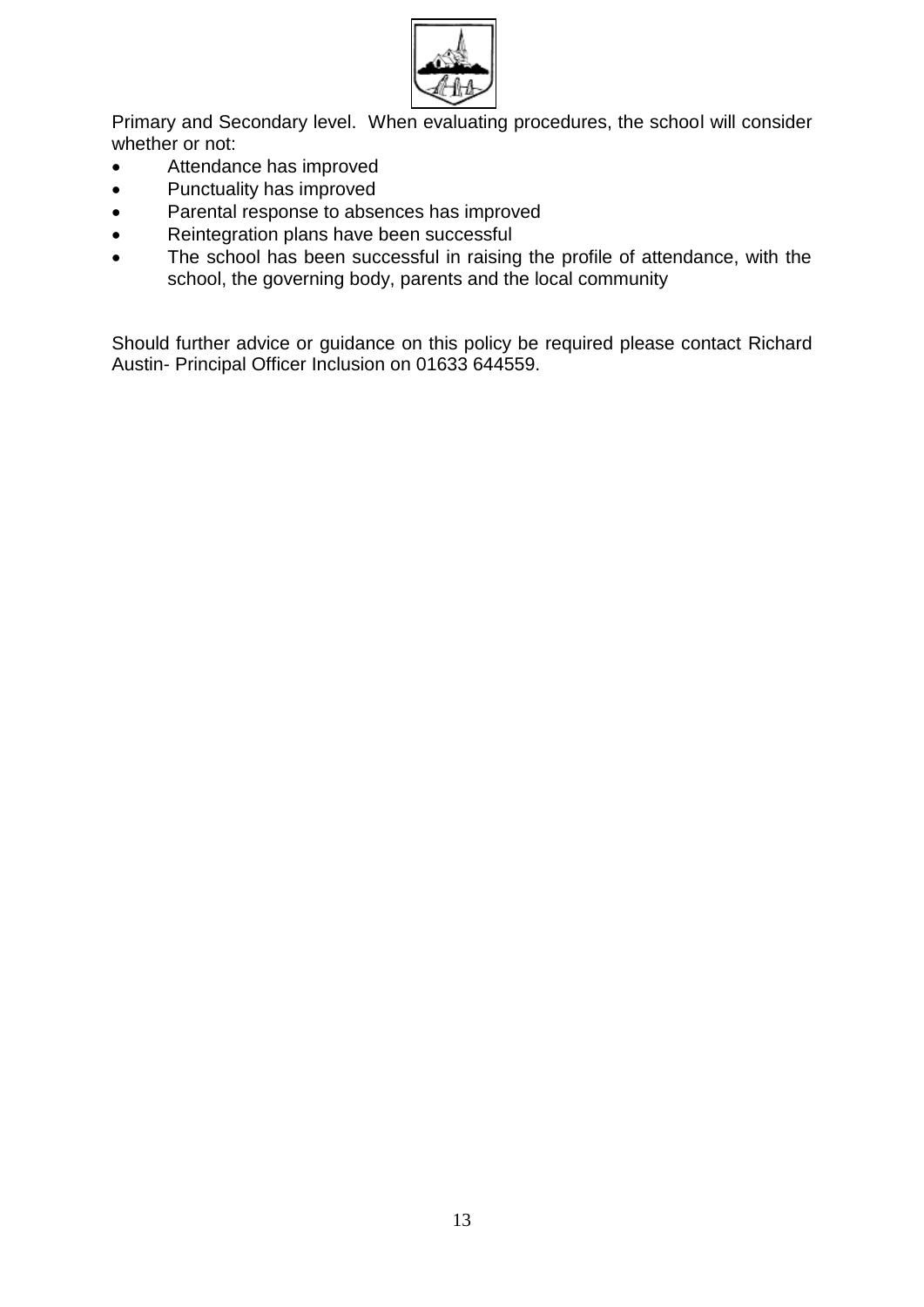Primary and Secondary level. When evaluating procedures, the school will consider whether or not:

- Attendance has improved
- Punctuality has improved
- Parental response to absences has improved
- Reintegration plans have been successful
- The school has been successful in raising the profile of attendance, with the school, the governing body, parents and the local community

Should further advice or guidance on this policy be required please contact Richard Austin- Principal Officer Inclusion on 01633 644559.